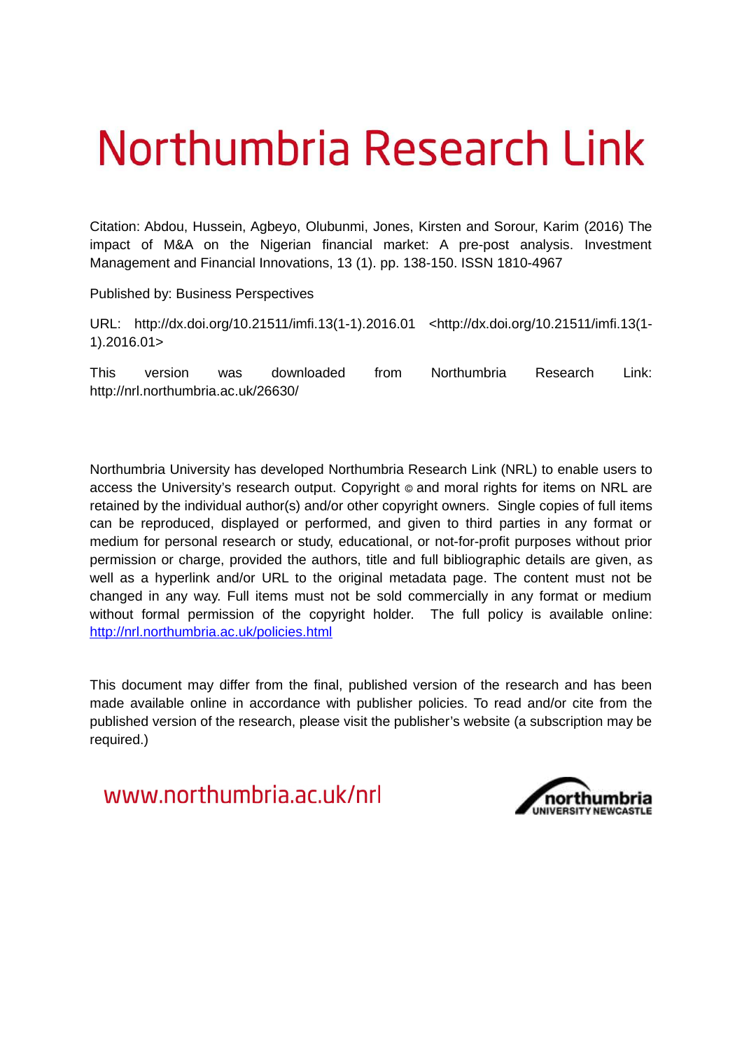# Northumbria Research Link

Citation: Abdou, Hussein, Agbeyo, Olubunmi, Jones, Kirsten and Sorour, Karim (2016) The impact of M&A on the Nigerian financial market: A pre-post analysis. Investment Management and Financial Innovations, 13 (1). pp. 138-150. ISSN 1810-4967

Published by: Business Perspectives

URL: http://dx.doi.org/10.21511/imfi.13(1-1).2016.01 <http://dx.doi.org/10.21511/imfi.13(1-1).2016.01>

This version was downloaded from Northumbria Research Link: http://nrl.northumbria.ac.uk/26630/

Northumbria University has developed Northumbria Research Link (NRL) to enable users to access the University's research output. Copyright © and moral rights for items on NRL are retained by the individual author(s) and/or other copyright owners. Single copies of full items can be reproduced, displayed or performed, and given to third parties in any format or medium for personal research or study, educational, or not-for-profit purposes without prior permission or charge, provided the authors, title and full bibliographic details are given, as well as a hyperlink and/or URL to the original metadata page. The content must not be changed in any way. Full items must not be sold commercially in any format or medium without formal permission of the copyright holder. The full policy is available online: http://nrl.northumbria.ac.uk/policies.html

This document may differ from the final, published version of the research and has been made available online in accordance with publisher policies. To read and/or cite from the published version of the research, please visit the publisher's website (a subscription may be required.)

www.northumbria.ac.uk/nrl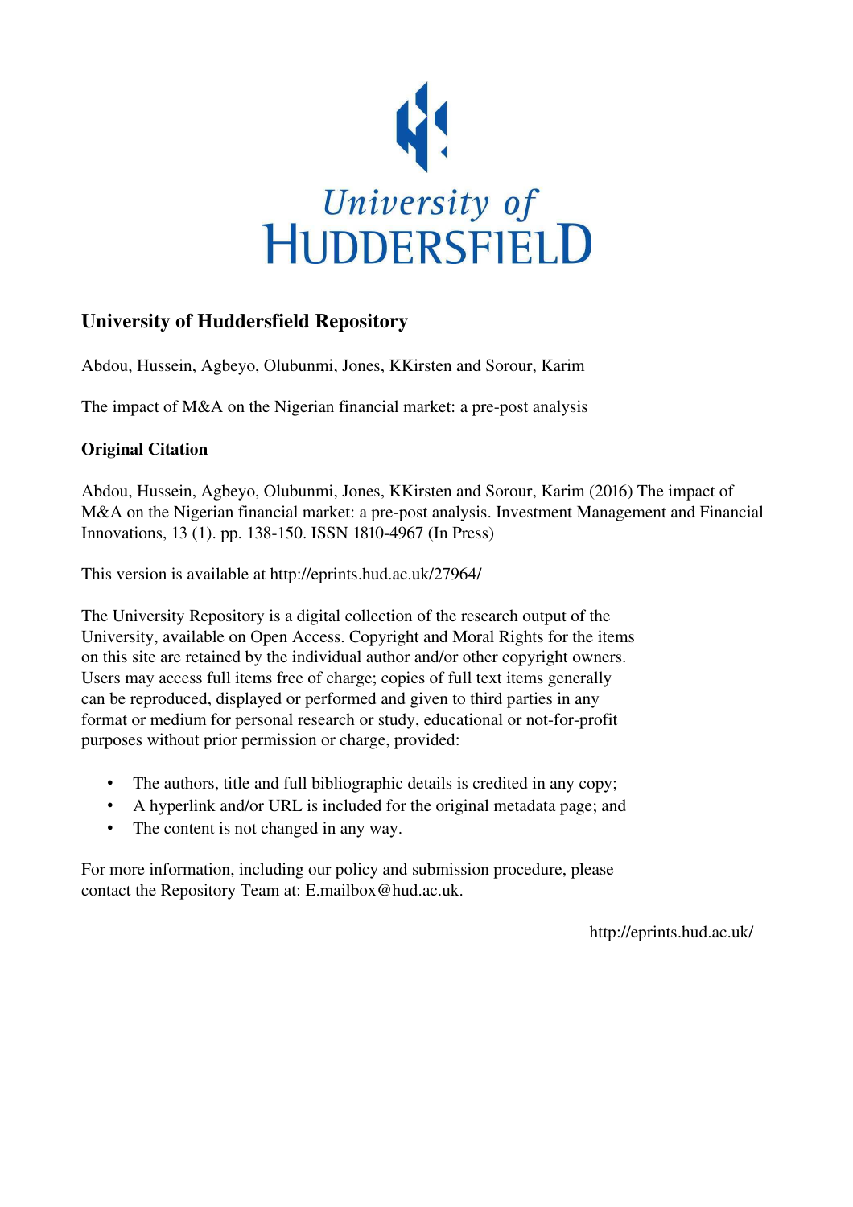University of Huddersfield

## University of Huddersfield Repository

Abdou, Hussein, Agbeyo, Olubunmi, Jones, KKirsten and Sorour, Karim

The impact of M&A on the Nigerian financial market: a pre-post analysis

### Original Citation

Abdou, Hussein, Agbeyo, Olubunmi, Jones, KKirsten and Sorour, Karim (2016) The impact of M&A on the Nigerian financial market: a pre-post analysis. Investment Management and Financial Innovations, 13 (1). pp. 138-150. ISSN 1810-4967 (In Press)

This version is available at http://eprints.hud.ac.uk/27964/

The University Repository is a digital collection of the research output of the University, available on Open Access. Copyright and Moral Rights for the items on this site are retained by the individual author and/or other copyright owners. Users may access full items free of charge; copies of full text items generally can be reproduced, displayed or performed and given to third parties in any format or medium for personal research or study, educational or not-for-profit purposes without prior permission or charge, provided:

- The authors, title and full bibliographic details is credited in any copy;
- A hyperlink and/or URL is included for the original metadata page; and
- The content is not changed in any way.

For more information, including our policy and submission procedure, please contact the Repository Team at: E.mailbox@hud.ac.uk.

http://eprints.hud.ac.uk/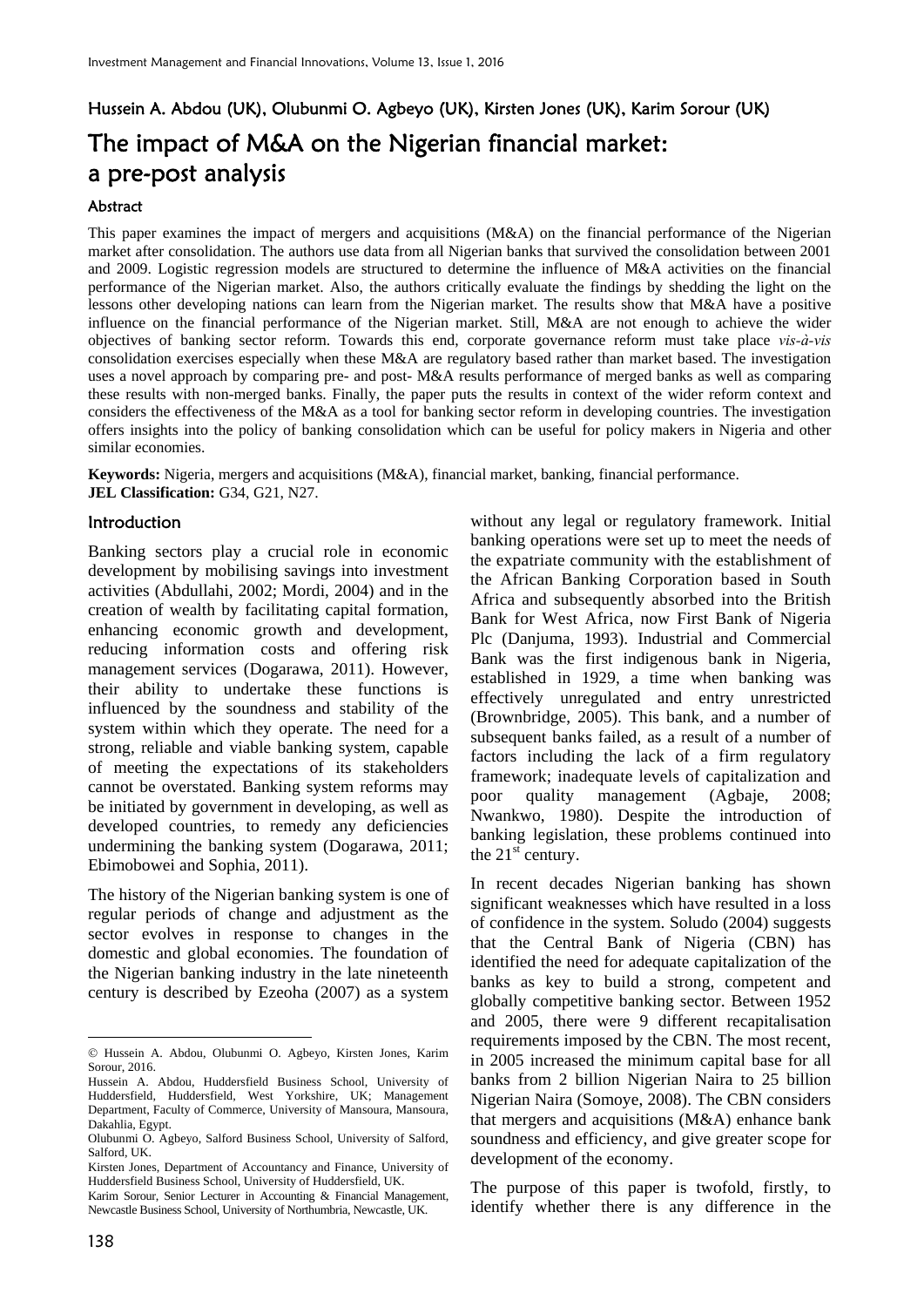Hussein A. Abdou (UK), Olubunmi O. Agbeyo (UK), Kirsten Jones (UK), Karim Sorour (UK)

# The impact of M&A on the Nigerian financial market: a pre-post analysis

### Abstract

This paper examines the impact of mergers and acquisitions (M&A) on the financial performance of the Nigerian market after consolidation. The authors use data from all Nigerian banks that survived the consolidation between 2001 and 2009. Logistic regression models are structured to determine the influence of M&A activities on the financial performance of the Nigerian market. Also, the authors critically evaluate the findings by shedding the light on the lessons other developing nations can learn from the Nigerian market. The results show that M&A have a positive influence on the financial performance of the Nigerian market. Still, M&A are not enough to achieve the wider objectives of banking sector reform. Towards this end, corporate governance reform must take place *vis-à-vis* consolidation exercises especially when these M&A are regulatory based rather than market based. The investigation uses a novel approach by comparing pre- and post- M&A results performance of merged banks as well as comparing these results with non-merged banks. Finally, the paper puts the results in context of the wider reform context and considers the effectiveness of the M&A as a tool for banking sector reform in developing countries. The investigation offers insights into the policy of banking consolidation which can be useful for policy makers in Nigeria and other similar economies.

**Keywords:** Nigeria, mergers and acquisitions (M&A), financial market, banking, financial performance.
**JEL Classification:** G34, G21, N27.

### Introduction

Banking sectors play a crucial role in economic development by mobilising savings into investment activities (Abdullahi, 2002; Mordi, 2004) and in the creation of wealth by facilitating capital formation, enhancing economic growth and development, reducing information costs and offering risk management services (Dogarawa, 2011). However, their ability to undertake these functions is influenced by the soundness and stability of the system within which they operate. The need for a strong, reliable and viable banking system, capable of meeting the expectations of its stakeholders cannot be overstated. Banking system reforms may be initiated by government in developing, as well as developed countries, to remedy any deficiencies undermining the banking system (Dogarawa, 2011; Ebimobowei and Sophia, 2011).

The history of the Nigerian banking system is one of regular periods of change and adjustment as the sector evolves in response to changes in the domestic and global economies. The foundation of the Nigerian banking industry in the late nineteenth century is described by Ezeoha (2007) as a system without any legal or regulatory framework. Initial banking operations were set up to meet the needs of the expatriate community with the establishment of the African Banking Corporation based in South Africa and subsequently absorbed into the British Bank for West Africa, now First Bank of Nigeria Plc (Danjuma, 1993). Industrial and Commercial Bank was the first indigenous bank in Nigeria, established in 1929, a time when banking was effectively unregulated and entry unrestricted (Brownbridge, 2005). This bank, and a number of subsequent banks failed, as a result of a number of factors including the lack of a firm regulatory framework; inadequate levels of capitalization and poor quality management (Agbaje, 2008; Nwankwo, 1980). Despite the introduction of banking legislation, these problems continued into the 21st century.

In recent decades Nigerian banking has shown significant weaknesses which have resulted in a loss of confidence in the system. Soludo (2004) suggests that the Central Bank of Nigeria (CBN) has identified the need for adequate capitalization of the banks as key to build a strong, competent and globally competitive banking sector. Between 1952 and 2005, there were 9 different recapitalisation requirements imposed by the CBN. The most recent, in 2005 increased the minimum capital base for all banks from 2 billion Nigerian Naira to 25 billion Nigerian Naira (Somoye, 2008). The CBN considers that mergers and acquisitions (M&A) enhance bank soundness and efficiency, and give greater scope for development of the economy.

The purpose of this paper is twofold, firstly, to identify whether there is any difference in the

---

© Hussein A. Abdou, Olubunmi O. Agbeyo, Kirsten Jones, Karim Sorour, 2016.

Hussein A. Abdou, Huddersfield Business School, University of Huddersfield, Huddersfield, West Yorkshire, UK; Management Department, Faculty of Commerce, University of Mansoura, Mansoura, Dakahlia, Egypt.

Olubunmi O. Agbeyo, Salford Business School, University of Salford, Salford, UK.

Kirsten Jones, Department of Accountancy and Finance, University of Huddersfield Business School, University of Huddersfield, UK.

Karim Sorour, Senior Lecturer in Accounting & Financial Management, Newcastle Business School, University of Northumbria, Newcastle, UK.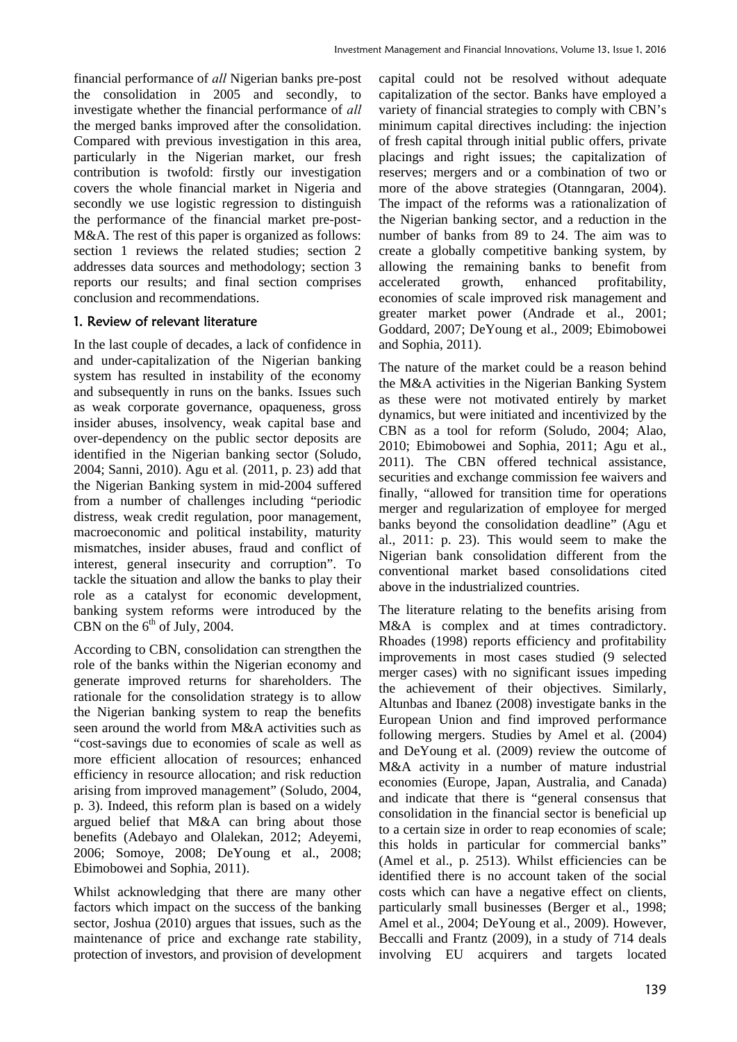financial performance of *all* Nigerian banks pre-post the consolidation in 2005 and secondly, to investigate whether the financial performance of *all* the merged banks improved after the consolidation. Compared with previous investigation in this area, particularly in the Nigerian market, our fresh contribution is twofold: firstly our investigation covers the whole financial market in Nigeria and secondly we use logistic regression to distinguish the performance of the financial market pre-post-M&A. The rest of this paper is organized as follows: section 1 reviews the related studies; section 2 addresses data sources and methodology; section 3 reports our results; and final section comprises conclusion and recommendations.

## 1. Review of relevant literature

In the last couple of decades, a lack of confidence in and under-capitalization of the Nigerian banking system has resulted in instability of the economy and subsequently in runs on the banks. Issues such as weak corporate governance, opaqueness, gross insider abuses, insolvency, weak capital base and over-dependency on the public sector deposits are identified in the Nigerian banking sector (Soludo, 2004; Sanni, 2010). Agu et al*.* (2011, p. 23) add that the Nigerian Banking system in mid-2004 suffered from a number of challenges including "periodic distress, weak credit regulation, poor management, macroeconomic and political instability, maturity mismatches, insider abuses, fraud and conflict of interest, general insecurity and corruption". To tackle the situation and allow the banks to play their role as a catalyst for economic development, banking system reforms were introduced by the CBN on the 6th of July, 2004.

According to CBN, consolidation can strengthen the role of the banks within the Nigerian economy and generate improved returns for shareholders. The rationale for the consolidation strategy is to allow the Nigerian banking system to reap the benefits seen around the world from M&A activities such as "cost-savings due to economies of scale as well as more efficient allocation of resources; enhanced efficiency in resource allocation; and risk reduction arising from improved management" (Soludo, 2004, p. 3). Indeed, this reform plan is based on a widely argued belief that M&A can bring about those benefits (Adebayo and Olalekan, 2012; Adeyemi, 2006; Somoye, 2008; DeYoung et al., 2008; Ebimobowei and Sophia, 2011).

Whilst acknowledging that there are many other factors which impact on the success of the banking sector, Joshua (2010) argues that issues, such as the maintenance of price and exchange rate stability, protection of investors, and provision of development capital could not be resolved without adequate capitalization of the sector. Banks have employed a variety of financial strategies to comply with CBN's minimum capital directives including: the injection of fresh capital through initial public offers, private placings and right issues; the capitalization of reserves; mergers and or a combination of two or more of the above strategies (Otanngaran, 2004). The impact of the reforms was a rationalization of the Nigerian banking sector, and a reduction in the number of banks from 89 to 24. The aim was to create a globally competitive banking system, by allowing the remaining banks to benefit from accelerated growth, enhanced profitability, economies of scale improved risk management and greater market power (Andrade et al., 2001; Goddard, 2007; DeYoung et al., 2009; Ebimobowei and Sophia, 2011).

The nature of the market could be a reason behind the M&A activities in the Nigerian Banking System as these were not motivated entirely by market dynamics, but were initiated and incentivized by the CBN as a tool for reform (Soludo, 2004; Alao, 2010; Ebimobowei and Sophia, 2011; Agu et al., 2011). The CBN offered technical assistance, securities and exchange commission fee waivers and finally, "allowed for transition time for operations merger and regularization of employee for merged banks beyond the consolidation deadline" (Agu et al., 2011: p. 23). This would seem to make the Nigerian bank consolidation different from the conventional market based consolidations cited above in the industrialized countries.

The literature relating to the benefits arising from M&A is complex and at times contradictory. Rhoades (1998) reports efficiency and profitability improvements in most cases studied (9 selected merger cases) with no significant issues impeding the achievement of their objectives. Similarly, Altunbas and Ibanez (2008) investigate banks in the European Union and find improved performance following mergers. Studies by Amel et al. (2004) and DeYoung et al. (2009) review the outcome of M&A activity in a number of mature industrial economies (Europe, Japan, Australia, and Canada) and indicate that there is "general consensus that consolidation in the financial sector is beneficial up to a certain size in order to reap economies of scale; this holds in particular for commercial banks" (Amel et al., p. 2513). Whilst efficiencies can be identified there is no account taken of the social costs which can have a negative effect on clients, particularly small businesses (Berger et al., 1998; Amel et al., 2004; DeYoung et al., 2009). However, Beccalli and Frantz (2009), in a study of 714 deals involving EU acquirers and targets located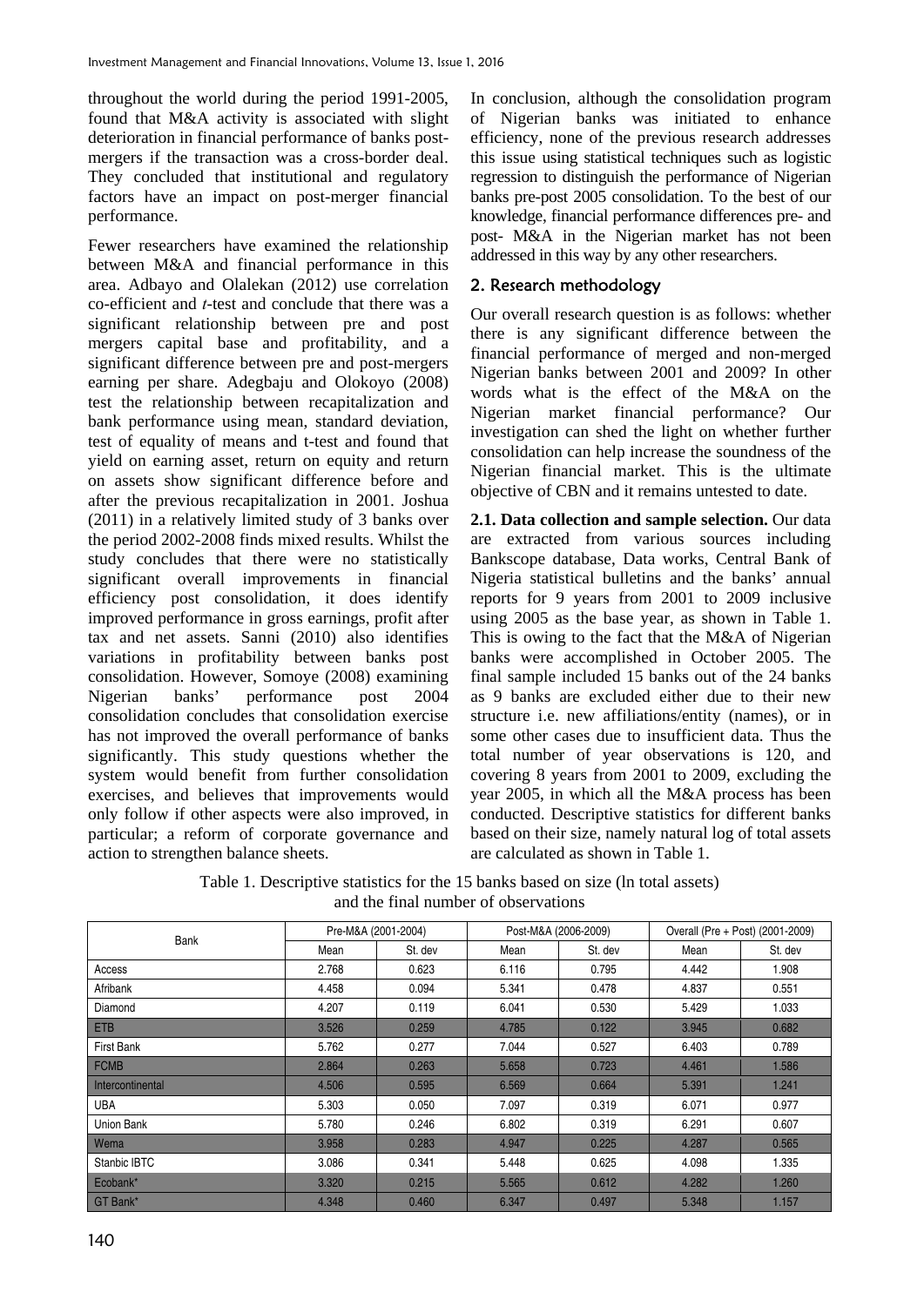throughout the world during the period 1991-2005, found that M&A activity is associated with slight deterioration in financial performance of banks post-mergers if the transaction was a cross-border deal. They concluded that institutional and regulatory factors have an impact on post-merger financial performance.

Fewer researchers have examined the relationship between M&A and financial performance in this area. Adbayo and Olalekan (2012) use correlation co-efficient and *t*-test and conclude that there was a significant relationship between pre and post mergers capital base and profitability, and a significant difference between pre and post-mergers earning per share. Adegbaju and Olokoyo (2008) test the relationship between recapitalization and bank performance using mean, standard deviation, test of equality of means and t-test and found that yield on earning asset, return on equity and return on assets show significant difference before and after the previous recapitalization in 2001. Joshua (2011) in a relatively limited study of 3 banks over the period 2002-2008 finds mixed results. Whilst the study concludes that there were no statistically significant overall improvements in financial efficiency post consolidation, it does identify improved performance in gross earnings, profit after tax and net assets. Sanni (2010) also identifies variations in profitability between banks post consolidation. However, Somoye (2008) examining Nigerian banks' performance post 2004 consolidation concludes that consolidation exercise has not improved the overall performance of banks significantly. This study questions whether the system would benefit from further consolidation exercises, and believes that improvements would only follow if other aspects were also improved, in particular; a reform of corporate governance and action to strengthen balance sheets.

In conclusion, although the consolidation program of Nigerian banks was initiated to enhance efficiency, none of the previous research addresses this issue using statistical techniques such as logistic regression to distinguish the performance of Nigerian banks pre-post 2005 consolidation. To the best of our knowledge, financial performance differences pre- and post- M&A in the Nigerian market has not been addressed in this way by any other researchers.

## 2. Research methodology

Our overall research question is as follows: whether there is any significant difference between the financial performance of merged and non-merged Nigerian banks between 2001 and 2009? In other words what is the effect of the M&A on the Nigerian market financial performance? Our investigation can shed the light on whether further consolidation can help increase the soundness of the Nigerian financial market. This is the ultimate objective of CBN and it remains untested to date.

**2.1. Data collection and sample selection.** Our data are extracted from various sources including Bankscope database, Data works, Central Bank of Nigeria statistical bulletins and the banks' annual reports for 9 years from 2001 to 2009 inclusive using 2005 as the base year, as shown in Table 1. This is owing to the fact that the M&A of Nigerian banks were accomplished in October 2005. The final sample included 15 banks out of the 24 banks as 9 banks are excluded either due to their new structure i.e. new affiliations/entity (names), or in some other cases due to insufficient data. Thus the total number of year observations is 120, and covering 8 years from 2001 to 2009, excluding the year 2005, in which all the M&A process has been conducted. Descriptive statistics for different banks based on their size, namely natural log of total assets are calculated as shown in Table 1.

Table 1. Descriptive statistics for the 15 banks based on size (ln total assets) and the final number of observations

| Bank | Pre-M&A (2001-2004) | | Post-M&A (2006-2009) | | Overall (Pre + Post) (2001-2009) | |
|---|---|---|---|---|---|---|
| | Mean | St. dev | Mean | St. dev | Mean | St. dev |
| Access | 2.768 | 0.623 | 6.116 | 0.795 | 4.442 | 1.908 |
| Afribank | 4.458 | 0.094 | 5.341 | 0.478 | 4.837 | 0.551 |
| Diamond | 4.207 | 0.119 | 6.041 | 0.530 | 5.429 | 1.033 |
| ETB | 3.526 | 0.259 | 4.785 | 0.122 | 3.945 | 0.682 |
| First Bank | 5.762 | 0.277 | 7.044 | 0.527 | 6.403 | 0.789 |
| FCMB | 2.864 | 0.263 | 5.658 | 0.723 | 4.461 | 1.586 |
| Intercontinental | 4.506 | 0.595 | 6.569 | 0.664 | 5.391 | 1.241 |
| UBA | 5.303 | 0.050 | 7.097 | 0.319 | 6.071 | 0.977 |
| Union Bank | 5.780 | 0.246 | 6.802 | 0.319 | 6.291 | 0.607 |
| Wema | 3.958 | 0.283 | 4.947 | 0.225 | 4.287 | 0.565 |
| Stanbic IBTC | 3.086 | 0.341 | 5.448 | 0.625 | 4.098 | 1.335 |
| Ecobank* | 3.320 | 0.215 | 5.565 | 0.612 | 4.282 | 1.260 |
| GT Bank* | 4.348 | 0.460 | 6.347 | 0.497 | 5.348 | 1.157 |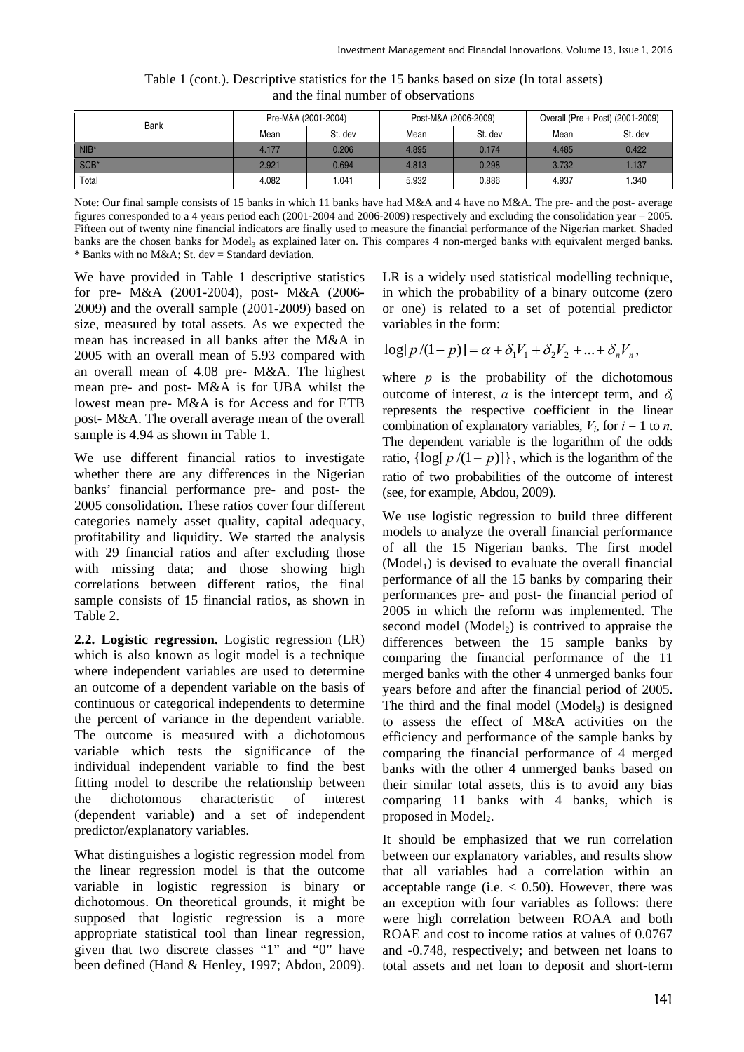Table 1 (cont.). Descriptive statistics for the 15 banks based on size (ln total assets) and the final number of observations

| Bank | Pre-M&A (2001-2004) | | Post-M&A (2006-2009) | | Overall (Pre + Post) (2001-2009) | |
|---|---|---|---|---|---|---|
| | Mean | St. dev | Mean | St. dev | Mean | St. dev |
| NIB* | 4.177 | 0.206 | 4.895 | 0.174 | 4.485 | 0.422 |
| SCB* | 2.921 | 0.694 | 4.813 | 0.298 | 3.732 | 1.137 |
| Total | 4.082 | 1.041 | 5.932 | 0.886 | 4.937 | 1.340 |

Note: Our final sample consists of 15 banks in which 11 banks have had M&A and 4 have no M&A. The pre- and the post- average figures corresponded to a 4 years period each (2001-2004 and 2006-2009) respectively and excluding the consolidation year – 2005. Fifteen out of twenty nine financial indicators are finally used to measure the financial performance of the Nigerian market. Shaded banks are the chosen banks for Model$_3$ as explained later on. This compares 4 non-merged banks with equivalent merged banks. * Banks with no M&A; St. dev = Standard deviation.

We have provided in Table 1 descriptive statistics for pre- M&A (2001-2004), post- M&A (2006-2009) and the overall sample (2001-2009) based on size, measured by total assets. As we expected the mean has increased in all banks after the M&A in 2005 with an overall mean of 5.93 compared with an overall mean of 4.08 pre- M&A. The highest mean pre- and post- M&A is for UBA whilst the lowest mean pre- M&A is for Access and for ETB post- M&A. The overall average mean of the overall sample is 4.94 as shown in Table 1.

We use different financial ratios to investigate whether there are any differences in the Nigerian banks' financial performance pre- and post- the 2005 consolidation. These ratios cover four different categories namely asset quality, capital adequacy, profitability and liquidity. We started the analysis with 29 financial ratios and after excluding those with missing data; and those showing high correlations between different ratios, the final sample consists of 15 financial ratios, as shown in Table 2.

**2.2. Logistic regression.** Logistic regression (LR) which is also known as logit model is a technique where independent variables are used to determine an outcome of a dependent variable on the basis of continuous or categorical independents to determine the percent of variance in the dependent variable. The outcome is measured with a dichotomous variable which tests the significance of the individual independent variable to find the best fitting model to describe the relationship between the dichotomous characteristic of interest (dependent variable) and a set of independent predictor/explanatory variables.

What distinguishes a logistic regression model from the linear regression model is that the outcome variable in logistic regression is binary or dichotomous. On theoretical grounds, it might be supposed that logistic regression is a more appropriate statistical tool than linear regression, given that two discrete classes "1" and "0" have been defined (Hand & Henley, 1997; Abdou, 2009). LR is a widely used statistical modelling technique, in which the probability of a binary outcome (zero or one) is related to a set of potential predictor variables in the form:

$$\log[p/(1-p)] = \alpha + \delta_1 V_1 + \delta_2 V_2 + ... + \delta_n V_n,$$

where $p$ is the probability of the dichotomous outcome of interest, $\alpha$ is the intercept term, and $\delta_i$ represents the respective coefficient in the linear combination of explanatory variables, $V_i$, for $i = 1$ to $n$. The dependent variable is the logarithm of the odds ratio, $\{\log[p/(1-p)]\}$, which is the logarithm of the ratio of two probabilities of the outcome of interest (see, for example, Abdou, 2009).

We use logistic regression to build three different models to analyze the overall financial performance of all the 15 Nigerian banks. The first model (Model$_1$) is devised to evaluate the overall financial performance of all the 15 banks by comparing their performances pre- and post- the financial period of 2005 in which the reform was implemented. The second model (Model$_2$) is contrived to appraise the differences between the 15 sample banks by comparing the financial performance of the 11 merged banks with the other 4 unmerged banks four years before and after the financial period of 2005. The third and the final model (Model$_3$) is designed to assess the effect of M&A activities on the efficiency and performance of the sample banks by comparing the financial performance of 4 merged banks with the other 4 unmerged banks based on their similar total assets, this is to avoid any bias comparing 11 banks with 4 banks, which is proposed in Model$_2$.

It should be emphasized that we run correlation between our explanatory variables, and results show that all variables had a correlation within an acceptable range (i.e. < 0.50). However, there was an exception with four variables as follows: there were high correlation between ROAA and both ROAE and cost to income ratios at values of 0.0767 and -0.748, respectively; and between net loans to total assets and net loan to deposit and short-term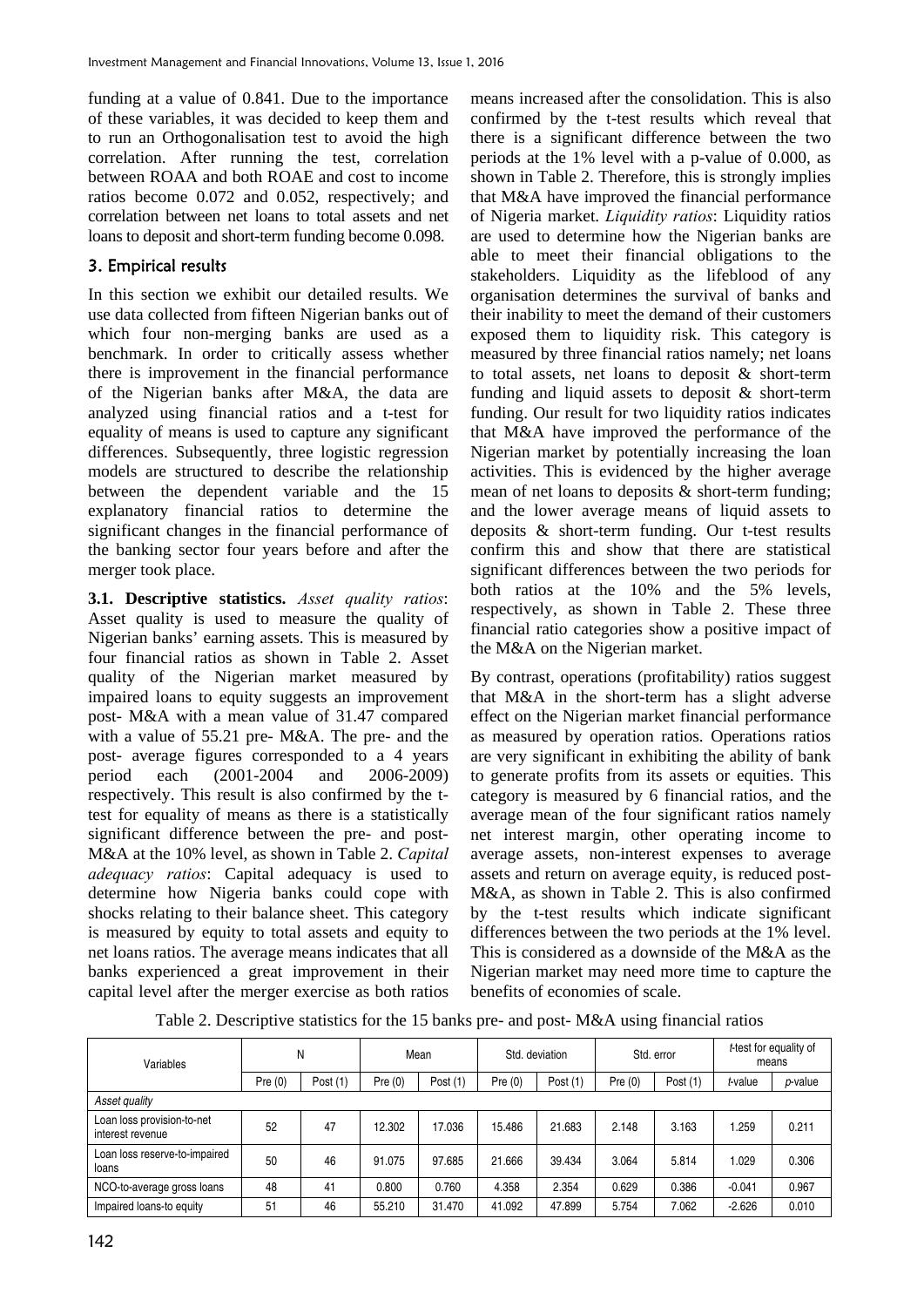funding at a value of 0.841. Due to the importance of these variables, it was decided to keep them and to run an Orthogonalisation test to avoid the high correlation. After running the test, correlation between ROAA and both ROAE and cost to income ratios become 0.072 and 0.052, respectively; and correlation between net loans to total assets and net loans to deposit and short-term funding become 0.098.

## 3. Empirical results

In this section we exhibit our detailed results. We use data collected from fifteen Nigerian banks out of which four non-merging banks are used as a benchmark. In order to critically assess whether there is improvement in the financial performance of the Nigerian banks after M&A, the data are analyzed using financial ratios and a t-test for equality of means is used to capture any significant differences. Subsequently, three logistic regression models are structured to describe the relationship between the dependent variable and the 15 explanatory financial ratios to determine the significant changes in the financial performance of the banking sector four years before and after the merger took place.

**3.1. Descriptive statistics.** *Asset quality ratios*: Asset quality is used to measure the quality of Nigerian banks' earning assets. This is measured by four financial ratios as shown in Table 2. Asset quality of the Nigerian market measured by impaired loans to equity suggests an improvement post- M&A with a mean value of 31.47 compared with a value of 55.21 pre- M&A. The pre- and the post- average figures corresponded to a 4 years period each (2001-2004 and 2006-2009) respectively. This result is also confirmed by the t-test for equality of means as there is a statistically significant difference between the pre- and post- M&A at the 10% level, as shown in Table 2. *Capital adequacy ratios*: Capital adequacy is used to determine how Nigeria banks could cope with shocks relating to their balance sheet. This category is measured by equity to total assets and equity to net loans ratios. The average means indicates that all banks experienced a great improvement in their capital level after the merger exercise as both ratios means increased after the consolidation. This is also confirmed by the t-test results which reveal that there is a significant difference between the two periods at the 1% level with a p-value of 0.000, as shown in Table 2. Therefore, this is strongly implies that M&A have improved the financial performance of Nigeria market. *Liquidity ratios*: Liquidity ratios are used to determine how the Nigerian banks are able to meet their financial obligations to the stakeholders. Liquidity as the lifeblood of any organisation determines the survival of banks and their inability to meet the demand of their customers exposed them to liquidity risk. This category is measured by three financial ratios namely; net loans to total assets, net loans to deposit & short-term funding and liquid assets to deposit & short-term funding. Our result for two liquidity ratios indicates that M&A have improved the performance of the Nigerian market by potentially increasing the loan activities. This is evidenced by the higher average mean of net loans to deposits & short-term funding; and the lower average means of liquid assets to deposits & short-term funding. Our t-test results confirm this and show that there are statistical significant differences between the two periods for both ratios at the 10% and the 5% levels, respectively, as shown in Table 2. These three financial ratio categories show a positive impact of the M&A on the Nigerian market.

By contrast, operations (profitability) ratios suggest that M&A in the short-term has a slight adverse effect on the Nigerian market financial performance as measured by operation ratios. Operations ratios are very significant in exhibiting the ability of bank to generate profits from its assets or equities. This category is measured by 6 financial ratios, and the average mean of the four significant ratios namely net interest margin, other operating income to average assets, non-interest expenses to average assets and return on average equity, is reduced post-M&A, as shown in Table 2. This is also confirmed by the t-test results which indicate significant differences between the two periods at the 1% level. This is considered as a downside of the M&A as the Nigerian market may need more time to capture the benefits of economies of scale.

Table 2. Descriptive statistics for the 15 banks pre- and post- M&A using financial ratios

| Variables | N | | Mean | | Std. deviation | | Std. error | | *t*-test for equality of means | |
|---|---|---|---|---|---|---|---|---|---|---|
| | Pre (0) | Post (1) | Pre (0) | Post (1) | Pre (0) | Post (1) | Pre (0) | Post (1) | *t*-value | *p*-value |
| *Asset quality* | | | | | | | | | | |
| Loan loss provision-to-net interest revenue | 52 | 47 | 12.302 | 17.036 | 15.486 | 21.683 | 2.148 | 3.163 | 1.259 | 0.211 |
| Loan loss reserve-to-impaired loans | 50 | 46 | 91.075 | 97.685 | 21.666 | 39.434 | 3.064 | 5.814 | 1.029 | 0.306 |
| NCO-to-average gross loans | 48 | 41 | 0.800 | 0.760 | 4.358 | 2.354 | 0.629 | 0.386 | -0.041 | 0.967 |
| Impaired loans-to equity | 51 | 46 | 55.210 | 31.470 | 41.092 | 47.899 | 5.754 | 7.062 | -2.626 | 0.010 |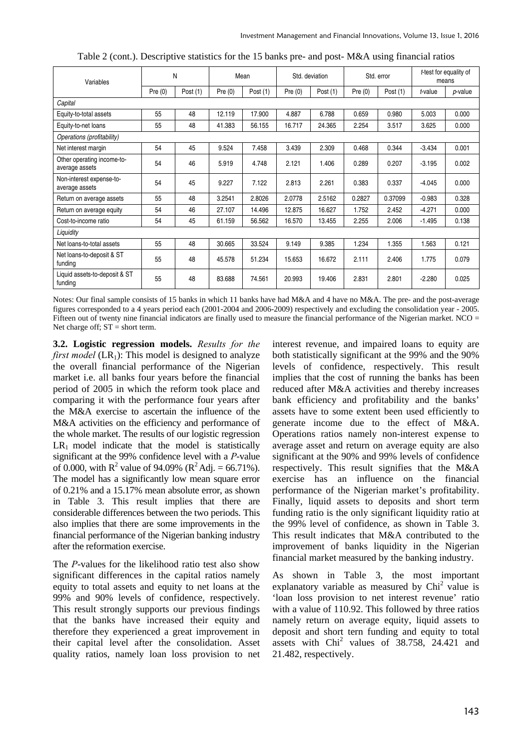Table 2 (cont.). Descriptive statistics for the 15 banks pre- and post- M&A using financial ratios

| Variables | N | | Mean | | Std. deviation | | Std. error | | *t*-test for equality of means | |
|---|---|---|---|---|---|---|---|---|---|---|
| | Pre (0) | Post (1) | Pre (0) | Post (1) | Pre (0) | Post (1) | Pre (0) | Post (1) | *t*-value | *p*-value |
| *Capital* | | | | | | | | | | |
| Equity-to-total assets | 55 | 48 | 12.119 | 17.900 | 4.887 | 6.788 | 0.659 | 0.980 | 5.003 | 0.000 |
| Equity-to-net loans | 55 | 48 | 41.383 | 56.155 | 16.717 | 24.365 | 2.254 | 3.517 | 3.625 | 0.000 |
| *Operations (profitability)* | | | | | | | | | | |
| Net interest margin | 54 | 45 | 9.524 | 7.458 | 3.439 | 2.309 | 0.468 | 0.344 | -3.434 | 0.001 |
| Other operating income-to-average assets | 54 | 46 | 5.919 | 4.748 | 2.121 | 1.406 | 0.289 | 0.207 | -3.195 | 0.002 |
| Non-interest expense-to-average assets | 54 | 45 | 9.227 | 7.122 | 2.813 | 2.261 | 0.383 | 0.337 | -4.045 | 0.000 |
| Return on average assets | 55 | 48 | 3.2541 | 2.8026 | 2.0778 | 2.5162 | 0.2827 | 0.37099 | -0.983 | 0.328 |
| Return on average equity | 54 | 46 | 27.107 | 14.496 | 12.875 | 16.627 | 1.752 | 2.452 | -4.271 | 0.000 |
| Cost-to-income ratio | 54 | 45 | 61.159 | 56.562 | 16.570 | 13.455 | 2.255 | 2.006 | -1.495 | 0.138 |
| *Liquidity* | | | | | | | | | | |
| Net loans-to-total assets | 55 | 48 | 30.665 | 33.524 | 9.149 | 9.385 | 1.234 | 1.355 | 1.563 | 0.121 |
| Net loans-to-deposit & ST funding | 55 | 48 | 45.578 | 51.234 | 15.653 | 16.672 | 2.111 | 2.406 | 1.775 | 0.079 |
| Liquid assets-to-deposit & ST funding | 55 | 48 | 83.688 | 74.561 | 20.993 | 19.406 | 2.831 | 2.801 | -2.280 | 0.025 |

Notes: Our final sample consists of 15 banks in which 11 banks have had M&A and 4 have no M&A. The pre- and the post-average figures corresponded to a 4 years period each (2001-2004 and 2006-2009) respectively and excluding the consolidation year - 2005. Fifteen out of twenty nine financial indicators are finally used to measure the financial performance of the Nigerian market. NCO = Net charge off; ST = short term.

**3.2. Logistic regression models.** *Results for the first model* ($LR_1$): This model is designed to analyze the overall financial performance of the Nigerian market i.e. all banks four years before the financial period of 2005 in which the reform took place and comparing it with the performance four years after the M&A exercise to ascertain the influence of the M&A activities on the efficiency and performance of the whole market. The results of our logistic regression $LR_1$ model indicate that the model is statistically significant at the 99% confidence level with a *P*-value of 0.000, with $R^2$ value of 94.09% ($R^2$ Adj. = 66.71%). The model has a significantly low mean square error of 0.21% and a 15.17% mean absolute error, as shown in Table 3. This result implies that there are considerable differences between the two periods. This also implies that there are some improvements in the financial performance of the Nigerian banking industry after the reformation exercise.

The *P*-values for the likelihood ratio test also show significant differences in the capital ratios namely equity to total assets and equity to net loans at the 99% and 90% levels of confidence, respectively. This result strongly supports our previous findings that the banks have increased their equity and therefore they experienced a great improvement in their capital level after the consolidation. Asset quality ratios, namely loan loss provision to net interest revenue, and impaired loans to equity are both statistically significant at the 99% and the 90% levels of confidence, respectively. This result implies that the cost of running the banks has been reduced after M&A activities and thereby increases bank efficiency and profitability and the banks' assets have to some extent been used efficiently to generate income due to the effect of M&A. Operations ratios namely non-interest expense to average asset and return on average equity are also significant at the 90% and 99% levels of confidence respectively. This result signifies that the M&A exercise has an influence on the financial performance of the Nigerian market's profitability. Finally, liquid assets to deposits and short term funding ratio is the only significant liquidity ratio at the 99% level of confidence, as shown in Table 3. This result indicates that M&A contributed to the improvement of banks liquidity in the Nigerian financial market measured by the banking industry.

As shown in Table 3, the most important explanatory variable as measured by $Chi^2$ value is 'loan loss provision to net interest revenue' ratio with a value of 110.92. This followed by three ratios namely return on average equity, liquid assets to deposit and short tern funding and equity to total assets with $Chi^2$ values of 38.758, 24.421 and 21.482, respectively.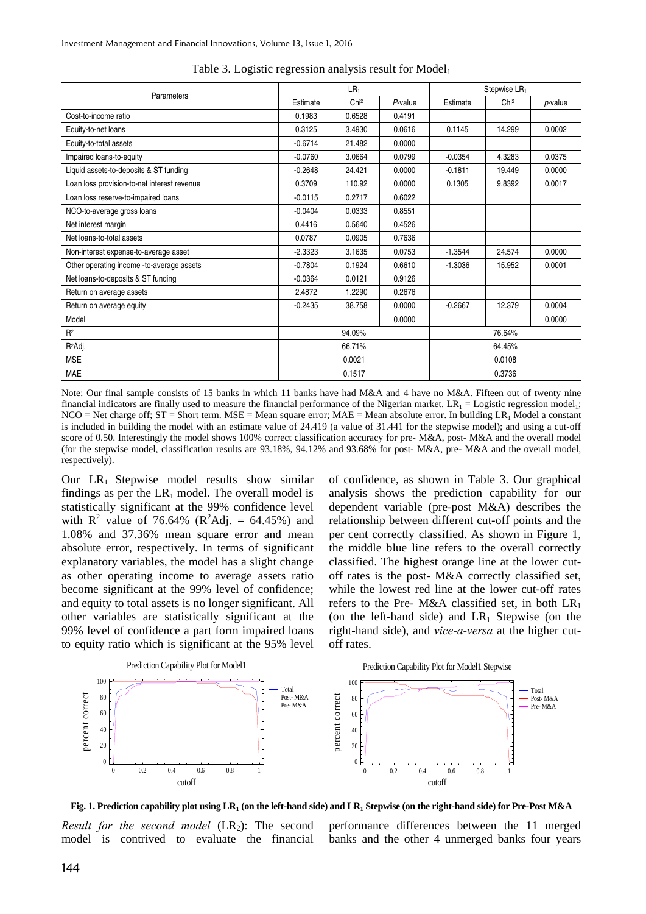Table 3. Logistic regression analysis result for $Model_1$

| Parameters | $LR_1$ | | | Stepwise $LR_1$ | | |
|---|---|---|---|---|---|---|
| | Estimate | $Chi^2$ | *P*-value | Estimate | $Chi^2$ | *p*-value |
| Cost-to-income ratio | 0.1983 | 0.6528 | 0.4191 | | | |
| Equity-to-net loans | 0.3125 | 3.4930 | 0.0616 | 0.1145 | 14.299 | 0.0002 |
| Equity-to-total assets | -0.6714 | 21.482 | 0.0000 | | | |
| Impaired loans-to-equity | -0.0760 | 3.0664 | 0.0799 | -0.0354 | 4.3283 | 0.0375 |
| Liquid assets-to-deposits & ST funding | -0.2648 | 24.421 | 0.0000 | -0.1811 | 19.449 | 0.0000 |
| Loan loss provision-to-net interest revenue | 0.3709 | 110.92 | 0.0000 | 0.1305 | 9.8392 | 0.0017 |
| Loan loss reserve-to-impaired loans | -0.0115 | 0.2717 | 0.6022 | | | |
| NCO-to-average gross loans | -0.0404 | 0.0333 | 0.8551 | | | |
| Net interest margin | 0.4416 | 0.5640 | 0.4526 | | | |
| Net loans-to-total assets | 0.0787 | 0.0905 | 0.7636 | | | |
| Non-interest expense-to-average asset | -2.3323 | 3.1635 | 0.0753 | -1.3544 | 24.574 | 0.0000 |
| Other operating income -to-average assets | -0.7804 | 0.1924 | 0.6610 | -1.3036 | 15.952 | 0.0001 |
| Net loans-to-deposits & ST funding | -0.0364 | 0.0121 | 0.9126 | | | |
| Return on average assets | 2.4872 | 1.2290 | 0.2676 | | | |
| Return on average equity | -0.2435 | 38.758 | 0.0000 | -0.2667 | 12.379 | 0.0004 |
| Model | | | 0.0000 | | | 0.0000 |
| $R^2$ | 94.09% | | | 76.64% | | |
| $R^2$Adj. | 66.71% | | | 64.45% | | |
| MSE | 0.0021 | | | 0.0108 | | |
| MAE | 0.1517 | | | 0.3736 | | |

Note: Our final sample consists of 15 banks in which 11 banks have had M&A and 4 have no M&A. Fifteen out of twenty nine financial indicators are finally used to measure the financial performance of the Nigerian market. $LR_1$ = Logistic regression $model_1$; NCO = Net charge off; ST = Short term. MSE = Mean square error; MAE = Mean absolute error. In building $LR_1$ Model a constant is included in building the model with an estimate value of 24.419 (a value of 31.441 for the stepwise model); and using a cut-off score of 0.50. Interestingly the model shows 100% correct classification accuracy for pre- M&A, post- M&A and the overall model (for the stepwise model, classification results are 93.18%, 94.12% and 93.68% for post- M&A, pre- M&A and the overall model, respectively).

Our $LR_1$ Stepwise model results show similar findings as per the $LR_1$ model. The overall model is statistically significant at the 99% confidence level with $R^2$ value of 76.64% ($R^2$Adj. = 64.45%) and 1.08% and 37.36% mean square error and mean absolute error, respectively. In terms of significant explanatory variables, the model has a slight change as other operating income to average assets ratio become significant at the 99% level of confidence; and equity to total assets is no longer significant. All other variables are statistically significant at the 99% level of confidence a part form impaired loans to equity ratio which is significant at the 95% level of confidence, as shown in Table 3. Our graphical analysis shows the prediction capability for our dependent variable (pre-post M&A) describes the relationship between different cut-off points and the per cent correctly classified. As shown in Figure 1, the middle blue line refers to the overall correctly classified. The highest orange line at the lower cut-off rates is the post- M&A correctly classified set, while the lowest red line at the lower cut-off rates refers to the Pre- M&A classified set, in both $LR_1$ (on the left-hand side) and $LR_1$ Stepwise (on the right-hand side), and *vice-a-versa* at the higher cut-off rates.

**Fig. 1. Prediction capability plot using $LR_1$ (on the left-hand side) and $LR_1$ Stepwise (on the right-hand side) for Pre-Post M&A**

*Result for the second model* ($LR_2$): The second model is contrived to evaluate the financial performance differences between the 11 merged banks and the other 4 unmerged banks four years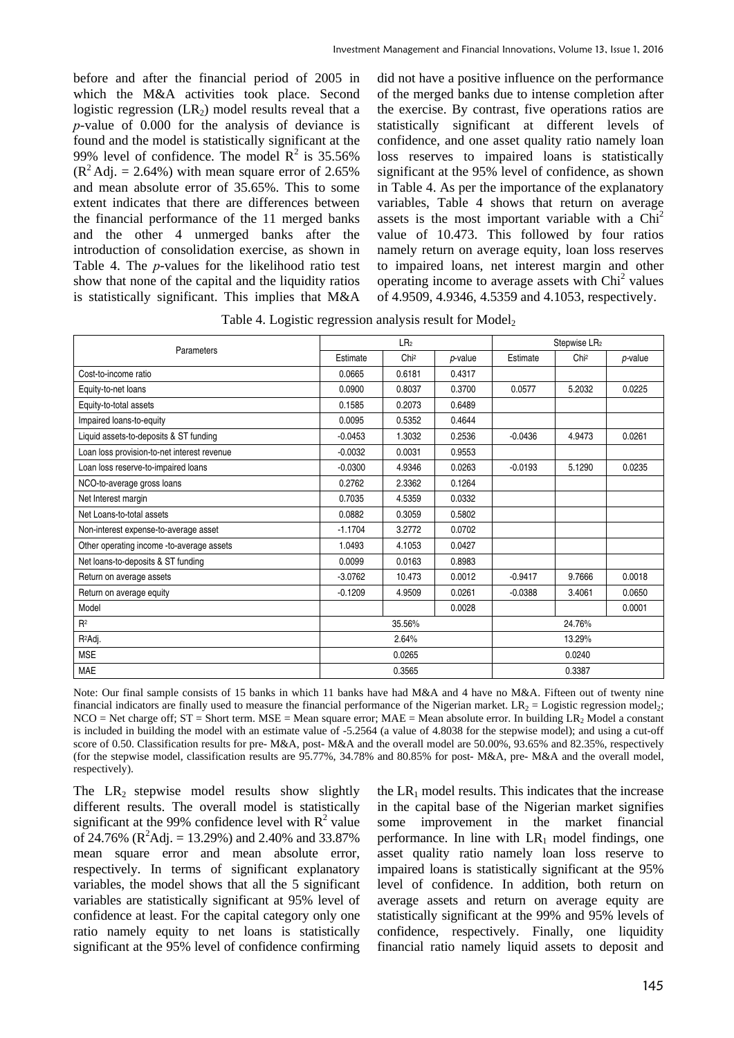before and after the financial period of 2005 in which the M&A activities took place. Second logistic regression ($LR_2$) model results reveal that a *p*-value of 0.000 for the analysis of deviance is found and the model is statistically significant at the 99% level of confidence. The model $R^2$ is 35.56% ($R^2$ Adj. = 2.64%) with mean square error of 2.65% and mean absolute error of 35.65%. This to some extent indicates that there are differences between the financial performance of the 11 merged banks and the other 4 unmerged banks after the introduction of consolidation exercise, as shown in Table 4. The *p*-values for the likelihood ratio test show that none of the capital and the liquidity ratios is statistically significant. This implies that M&A did not have a positive influence on the performance of the merged banks due to intense completion after the exercise. By contrast, five operations ratios are statistically significant at different levels of confidence, and one asset quality ratio namely loan loss reserves to impaired loans is statistically significant at the 95% level of confidence, as shown in Table 4. As per the importance of the explanatory variables, Table 4 shows that return on average assets is the most important variable with a $Chi^2$ value of 10.473. This followed by four ratios namely return on average equity, loan loss reserves to impaired loans, net interest margin and other operating income to average assets with $Chi^2$ values of 4.9509, 4.9346, 4.5359 and 4.1053, respectively.

Table 4. Logistic regression analysis result for $Model_2$

| Parameters | $LR_2$ | | | Stepwise $LR_2$ | | |
|---|---|---|---|---|---|---|
| | Estimate | $Chi^2$ | *p*-value | Estimate | $Chi^2$ | *p*-value |
| Cost-to-income ratio | 0.0665 | 0.6181 | 0.4317 | | | |
| Equity-to-net loans | 0.0900 | 0.8037 | 0.3700 | 0.0577 | 5.2032 | 0.0225 |
| Equity-to-total assets | 0.1585 | 0.2073 | 0.6489 | | | |
| Impaired loans-to-equity | 0.0095 | 0.5352 | 0.4644 | | | |
| Liquid assets-to-deposits & ST funding | -0.0453 | 1.3032 | 0.2536 | -0.0436 | 4.9473 | 0.0261 |
| Loan loss provision-to-net interest revenue | -0.0032 | 0.0031 | 0.9553 | | | |
| Loan loss reserve-to-impaired loans | -0.0300 | 4.9346 | 0.0263 | -0.0193 | 5.1290 | 0.0235 |
| NCO-to-average gross loans | 0.2762 | 2.3362 | 0.1264 | | | |
| Net Interest margin | 0.7035 | 4.5359 | 0.0332 | | | |
| Net Loans-to-total assets | 0.0882 | 0.3059 | 0.5802 | | | |
| Non-interest expense-to-average asset | -1.1704 | 3.2772 | 0.0702 | | | |
| Other operating income -to-average assets | 1.0493 | 4.1053 | 0.0427 | | | |
| Net loans-to-deposits & ST funding | 0.0099 | 0.0163 | 0.8983 | | | |
| Return on average assets | -3.0762 | 10.473 | 0.0012 | -0.9417 | 9.7666 | 0.0018 |
| Return on average equity | -0.1209 | 4.9509 | 0.0261 | -0.0388 | 3.4061 | 0.0650 |
| Model | | | 0.0028 | | | 0.0001 |
| $R^2$ | 35.56% | | | 24.76% | | |
| $R^2$Adj. | 2.64% | | | 13.29% | | |
| MSE | 0.0265 | | | 0.0240 | | |
| MAE | 0.3565 | | | 0.3387 | | |

Note: Our final sample consists of 15 banks in which 11 banks have had M&A and 4 have no M&A. Fifteen out of twenty nine financial indicators are finally used to measure the financial performance of the Nigerian market. $LR_2$ = Logistic regression $model_2$; NCO = Net charge off; ST = Short term. MSE = Mean square error; MAE = Mean absolute error. In building $LR_2$ Model a constant is included in building the model with an estimate value of -5.2564 (a value of 4.8038 for the stepwise model); and using a cut-off score of 0.50. Classification results for pre- M&A, post- M&A and the overall model are 50.00%, 93.65% and 82.35%, respectively (for the stepwise model, classification results are 95.77%, 34.78% and 80.85% for post- M&A, pre- M&A and the overall model, respectively).

The $LR_2$ stepwise model results show slightly different results. The overall model is statistically significant at the 99% confidence level with $R^2$ value of 24.76% ($R^2$Adj. = 13.29%) and 2.40% and 33.87% mean square error and mean absolute error, respectively. In terms of significant explanatory variables, the model shows that all the 5 significant variables are statistically significant at 95% level of confidence at least. For the capital category only one ratio namely equity to net loans is statistically significant at the 95% level of confidence confirming the $LR_1$ model results. This indicates that the increase in the capital base of the Nigerian market signifies some improvement in the market financial performance. In line with $LR_1$ model findings, one asset quality ratio namely loan loss reserve to impaired loans is statistically significant at the 95% level of confidence. In addition, both return on average assets and return on average equity are statistically significant at the 99% and 95% levels of confidence, respectively. Finally, one liquidity financial ratio namely liquid assets to deposit and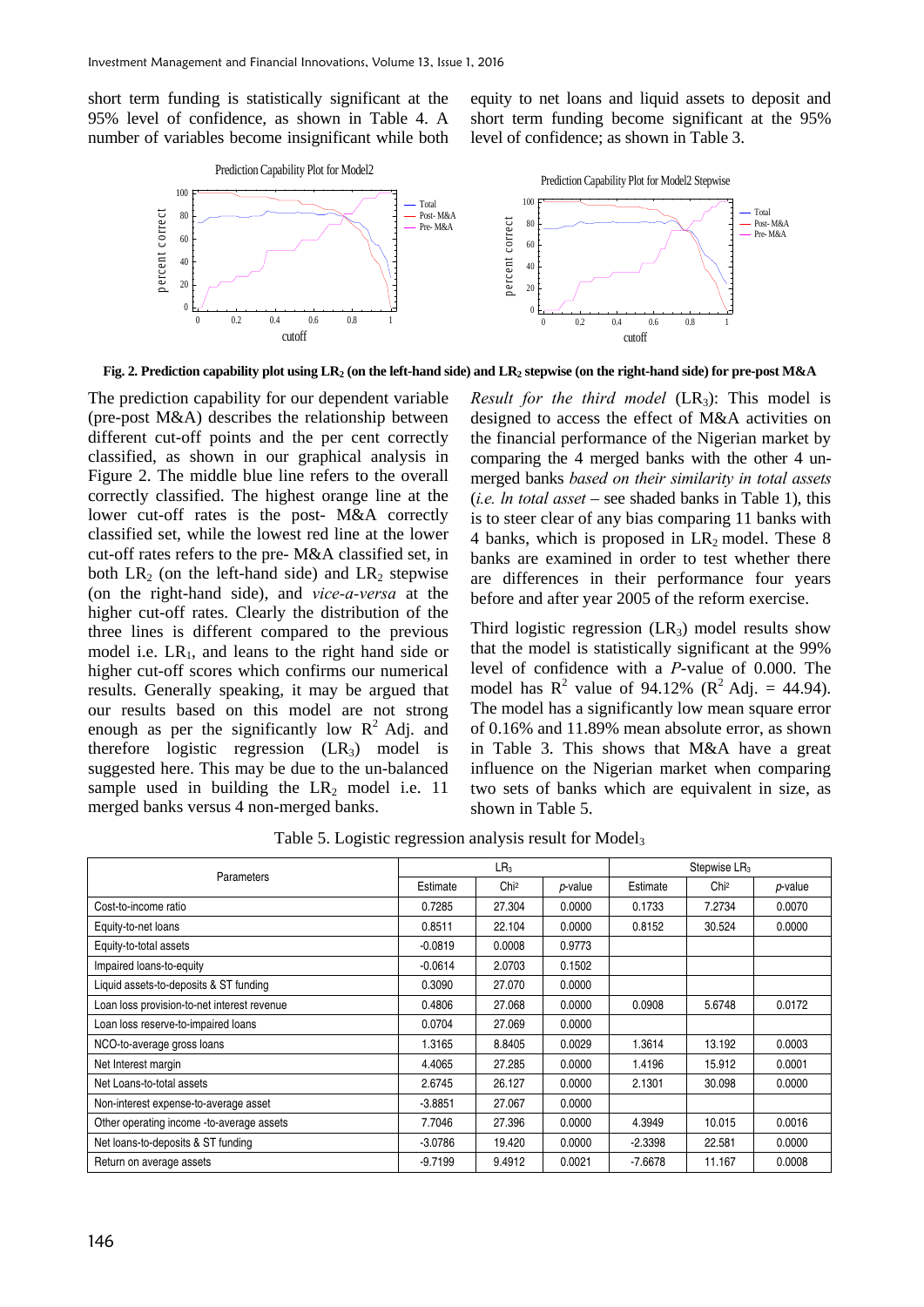short term funding is statistically significant at the 95% level of confidence, as shown in Table 4. A number of variables become insignificant while both equity to net loans and liquid assets to deposit and short term funding become significant at the 95% level of confidence; as shown in Table 3.

**Fig. 2. Prediction capability plot using $LR_2$ (on the left-hand side) and $LR_2$ stepwise (on the right-hand side) for pre-post M&A**

The prediction capability for our dependent variable (pre-post M&A) describes the relationship between different cut-off points and the per cent correctly classified, as shown in our graphical analysis in Figure 2. The middle blue line refers to the overall correctly classified. The highest orange line at the lower cut-off rates is the post- M&A correctly classified set, while the lowest red line at the lower cut-off rates refers to the pre- M&A classified set, in both $LR_2$ (on the left-hand side) and $LR_2$ stepwise (on the right-hand side), and *vice-a-versa* at the higher cut-off rates. Clearly the distribution of the three lines is different compared to the previous model i.e. $LR_1$, and leans to the right hand side or higher cut-off scores which confirms our numerical results. Generally speaking, it may be argued that our results based on this model are not strong enough as per the significantly low $R^2$ Adj. and therefore logistic regression ($LR_3$) model is suggested here. This may be due to the un-balanced sample used in building the $LR_2$ model i.e. 11 merged banks versus 4 non-merged banks.

*Result for the third model* ($LR_3$): This model is designed to access the effect of M&A activities on the financial performance of the Nigerian market by comparing the 4 merged banks with the other 4 un-merged banks *based on their similarity in total assets* (*i.e. ln total asset* – see shaded banks in Table 1), this is to steer clear of any bias comparing 11 banks with 4 banks, which is proposed in $LR_2$ model. These 8 banks are examined in order to test whether there are differences in their performance four years before and after year 2005 of the reform exercise.

Third logistic regression ($LR_3$) model results show that the model is statistically significant at the 99% level of confidence with a *P*-value of 0.000. The model has $R^2$ value of 94.12% ($R^2$ Adj. = 44.94). The model has a significantly low mean square error of 0.16% and 11.89% mean absolute error, as shown in Table 3. This shows that M&A have a great influence on the Nigerian market when comparing two sets of banks which are equivalent in size, as shown in Table 5.

Table 5. Logistic regression analysis result for $Model_3$

| Parameters | $LR_3$ | | | Stepwise $LR_3$ | | |
|---|---|---|---|---|---|---|
| | Estimate | $Chi^2$ | *p*-value | Estimate | $Chi^2$ | *p*-value |
| Cost-to-income ratio | 0.7285 | 27.304 | 0.0000 | 0.1733 | 7.2734 | 0.0070 |
| Equity-to-net loans | 0.8511 | 22.104 | 0.0000 | 0.8152 | 30.524 | 0.0000 |
| Equity-to-total assets | -0.0819 | 0.0008 | 0.9773 | | | |
| Impaired loans-to-equity | -0.0614 | 2.0703 | 0.1502 | | | |
| Liquid assets-to-deposits & ST funding | 0.3090 | 27.070 | 0.0000 | | | |
| Loan loss provision-to-net interest revenue | 0.4806 | 27.068 | 0.0000 | 0.0908 | 5.6748 | 0.0172 |
| Loan loss reserve-to-impaired loans | 0.0704 | 27.069 | 0.0000 | | | |
| NCO-to-average gross loans | 1.3165 | 8.8405 | 0.0029 | 1.3614 | 13.192 | 0.0003 |
| Net Interest margin | 4.4065 | 27.285 | 0.0000 | 1.4196 | 15.912 | 0.0001 |
| Net Loans-to-total assets | 2.6745 | 26.127 | 0.0000 | 2.1301 | 30.098 | 0.0000 |
| Non-interest expense-to-average asset | -3.8851 | 27.067 | 0.0000 | | | |
| Other operating income -to-average assets | 7.7046 | 27.396 | 0.0000 | 4.3949 | 10.015 | 0.0016 |
| Net loans-to-deposits & ST funding | -3.0786 | 19.420 | 0.0000 | -2.3398 | 22.581 | 0.0000 |
| Return on average assets | -9.7199 | 9.4912 | 0.0021 | -7.6678 | 11.167 | 0.0008 |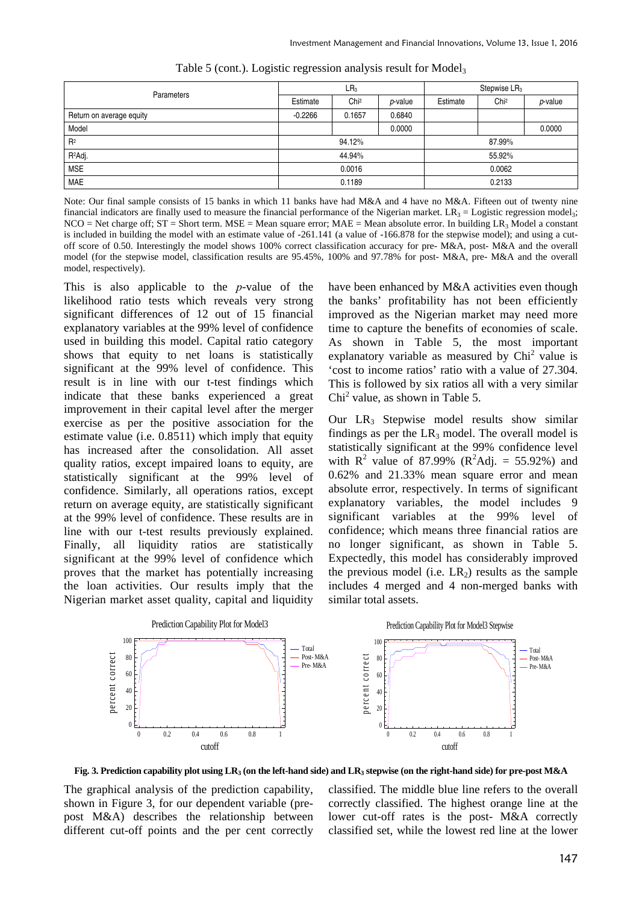Table 5 (cont.). Logistic regression analysis result for $Model_3$

| Parameters | $LR_3$ | | | Stepwise $LR_3$ | | |
|---|---|---|---|---|---|---|
| | Estimate | Chi² | *p*-value | Estimate | Chi² | *p*-value |
| Return on average equity | -0.2266 | 0.1657 | 0.6840 | | | |
| Model | | | 0.0000 | | | 0.0000 |
| $R^2$ | 94.12% | | | 87.99% | | |
| $R^2$Adj. | 44.94% | | | 55.92% | | |
| MSE | 0.0016 | | | 0.0062 | | |
| MAE | 0.1189 | | | 0.2133 | | |

Note: Our final sample consists of 15 banks in which 11 banks have had M&A and 4 have no M&A. Fifteen out of twenty nine financial indicators are finally used to measure the financial performance of the Nigerian market. $LR_3$ = Logistic regression $model_3$; NCO = Net charge off; ST = Short term. MSE = Mean square error; MAE = Mean absolute error. In building $LR_3$ Model a constant is included in building the model with an estimate value of -261.141 (a value of -166.878 for the stepwise model); and using a cut-off score of 0.50. Interestingly the model shows 100% correct classification accuracy for pre- M&A, post- M&A and the overall model (for the stepwise model, classification results are 95.45%, 100% and 97.78% for post- M&A, pre- M&A and the overall model, respectively).

This is also applicable to the *p*-value of the likelihood ratio tests which reveals very strong significant differences of 12 out of 15 financial explanatory variables at the 99% level of confidence used in building this model. Capital ratio category shows that equity to net loans is statistically significant at the 99% level of confidence. This result is in line with our t-test findings which indicate that these banks experienced a great improvement in their capital level after the merger exercise as per the positive association for the estimate value (i.e. 0.8511) which imply that equity has increased after the consolidation. All asset quality ratios, except impaired loans to equity, are statistically significant at the 99% level of confidence. Similarly, all operations ratios, except return on average equity, are statistically significant at the 99% level of confidence. These results are in line with our t-test results previously explained. Finally, all liquidity ratios are statistically significant at the 99% level of confidence which proves that the market has potentially increasing the loan activities. Our results imply that the Nigerian market asset quality, capital and liquidity have been enhanced by M&A activities even though the banks' profitability has not been efficiently improved as the Nigerian market may need more time to capture the benefits of economies of scale. As shown in Table 5, the most important explanatory variable as measured by $Chi^2$ value is 'cost to income ratios' ratio with a value of 27.304. This is followed by six ratios all with a very similar $Chi^2$ value, as shown in Table 5.

Our $LR_3$ Stepwise model results show similar findings as per the $LR_3$ model. The overall model is statistically significant at the 99% confidence level with $R^2$ value of 87.99% ($R^2$Adj. = 55.92%) and 0.62% and 21.33% mean square error and mean absolute error, respectively. In terms of significant explanatory variables, the model includes 9 significant variables at the 99% level of confidence; which means three financial ratios are no longer significant, as shown in Table 5. Expectedly, this model has considerably improved the previous model (i.e. $LR_2$) results as the sample includes 4 merged and 4 non-merged banks with similar total assets.

**Fig. 3. Prediction capability plot using $LR_3$ (on the left-hand side) and $LR_3$ stepwise (on the right-hand side) for pre-post M&A**

The graphical analysis of the prediction capability, shown in Figure 3, for our dependent variable (pre-post M&A) describes the relationship between different cut-off points and the per cent correctly classified. The middle blue line refers to the overall correctly classified. The highest orange line at the lower cut-off rates is the post- M&A correctly classified set, while the lowest red line at the lower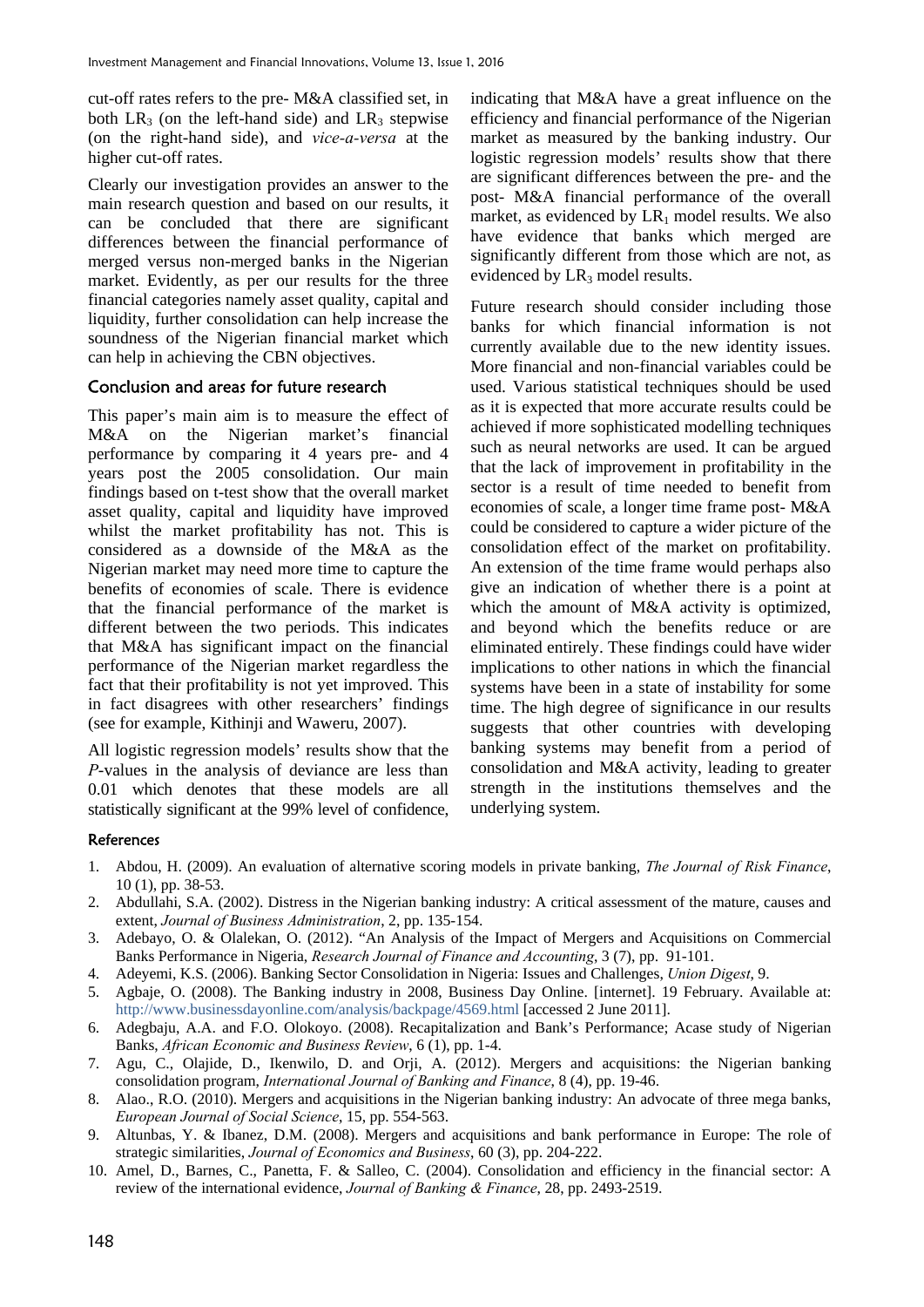cut-off rates refers to the pre- M&A classified set, in both $LR_3$ (on the left-hand side) and $LR_3$ stepwise (on the right-hand side), and *vice-a-versa* at the higher cut-off rates.

Clearly our investigation provides an answer to the main research question and based on our results, it can be concluded that there are significant differences between the financial performance of merged versus non-merged banks in the Nigerian market. Evidently, as per our results for the three financial categories namely asset quality, capital and liquidity, further consolidation can help increase the soundness of the Nigerian financial market which can help in achieving the CBN objectives.

## Conclusion and areas for future research

This paper's main aim is to measure the effect of M&A on the Nigerian market's financial performance by comparing it 4 years pre- and 4 years post the 2005 consolidation. Our main findings based on t-test show that the overall market asset quality, capital and liquidity have improved whilst the market profitability has not. This is considered as a downside of the M&A as the Nigerian market may need more time to capture the benefits of economies of scale. There is evidence that the financial performance of the market is different between the two periods. This indicates that M&A has significant impact on the financial performance of the Nigerian market regardless the fact that their profitability is not yet improved. This in fact disagrees with other researchers' findings (see for example, Kithinji and Waweru, 2007).

All logistic regression models' results show that the *P*-values in the analysis of deviance are less than 0.01 which denotes that these models are all statistically significant at the 99% level of confidence, indicating that M&A have a great influence on the efficiency and financial performance of the Nigerian market as measured by the banking industry. Our logistic regression models' results show that there are significant differences between the pre- and the post- M&A financial performance of the overall market, as evidenced by $LR_1$ model results. We also have evidence that banks which merged are significantly different from those which are not, as evidenced by $LR_3$ model results.

Future research should consider including those banks for which financial information is not currently available due to the new identity issues. More financial and non-financial variables could be used. Various statistical techniques should be used as it is expected that more accurate results could be achieved if more sophisticated modelling techniques such as neural networks are used. It can be argued that the lack of improvement in profitability in the sector is a result of time needed to benefit from economies of scale, a longer time frame post- M&A could be considered to capture a wider picture of the consolidation effect of the market on profitability. An extension of the time frame would perhaps also give an indication of whether there is a point at which the amount of M&A activity is optimized, and beyond which the benefits reduce or are eliminated entirely. These findings could have wider implications to other nations in which the financial systems have been in a state of instability for some time. The high degree of significance in our results suggests that other countries with developing banking systems may benefit from a period of consolidation and M&A activity, leading to greater strength in the institutions themselves and the underlying system.

## References

1. Abdou, H. (2009). An evaluation of alternative scoring models in private banking, *The Journal of Risk Finance*, 10 (1), pp. 38-53.
2. Abdullahi, S.A. (2002). Distress in the Nigerian banking industry: A critical assessment of the mature, causes and extent, *Journal of Business Administration*, 2, pp. 135-154.
3. Adebayo, O. & Olalekan, O. (2012). "An Analysis of the Impact of Mergers and Acquisitions on Commercial Banks Performance in Nigeria, *Research Journal of Finance and Accounting*, 3 (7), pp. 91-101.
4. Adeyemi, K.S. (2006). Banking Sector Consolidation in Nigeria: Issues and Challenges, *Union Digest*, 9.
5. Agbaje, O. (2008). The Banking industry in 2008, Business Day Online. [internet]. 19 February. Available at: http://www.businessdayonline.com/analysis/backpage/4569.html [accessed 2 June 2011].
6. Adegbaju, A.A. and F.O. Olokoyo. (2008). Recapitalization and Bank's Performance; Acase study of Nigerian Banks, *African Economic and Business Review*, 6 (1), pp. 1-4.
7. Agu, C., Olajide, D., Ikenwilo, D. and Orji, A. (2012). Mergers and acquisitions: the Nigerian banking consolidation program, *International Journal of Banking and Finance*, 8 (4), pp. 19-46.
8. Alao., R.O. (2010). Mergers and acquisitions in the Nigerian banking industry: An advocate of three mega banks, *European Journal of Social Science*, 15, pp. 554-563.
9. Altunbas, Y. & Ibanez, D.M. (2008). Mergers and acquisitions and bank performance in Europe: The role of strategic similarities, *Journal of Economics and Business*, 60 (3), pp. 204-222.
10. Amel, D., Barnes, C., Panetta, F. & Salleo, C. (2004). Consolidation and efficiency in the financial sector: A review of the international evidence, *Journal of Banking & Finance*, 28, pp. 2493-2519.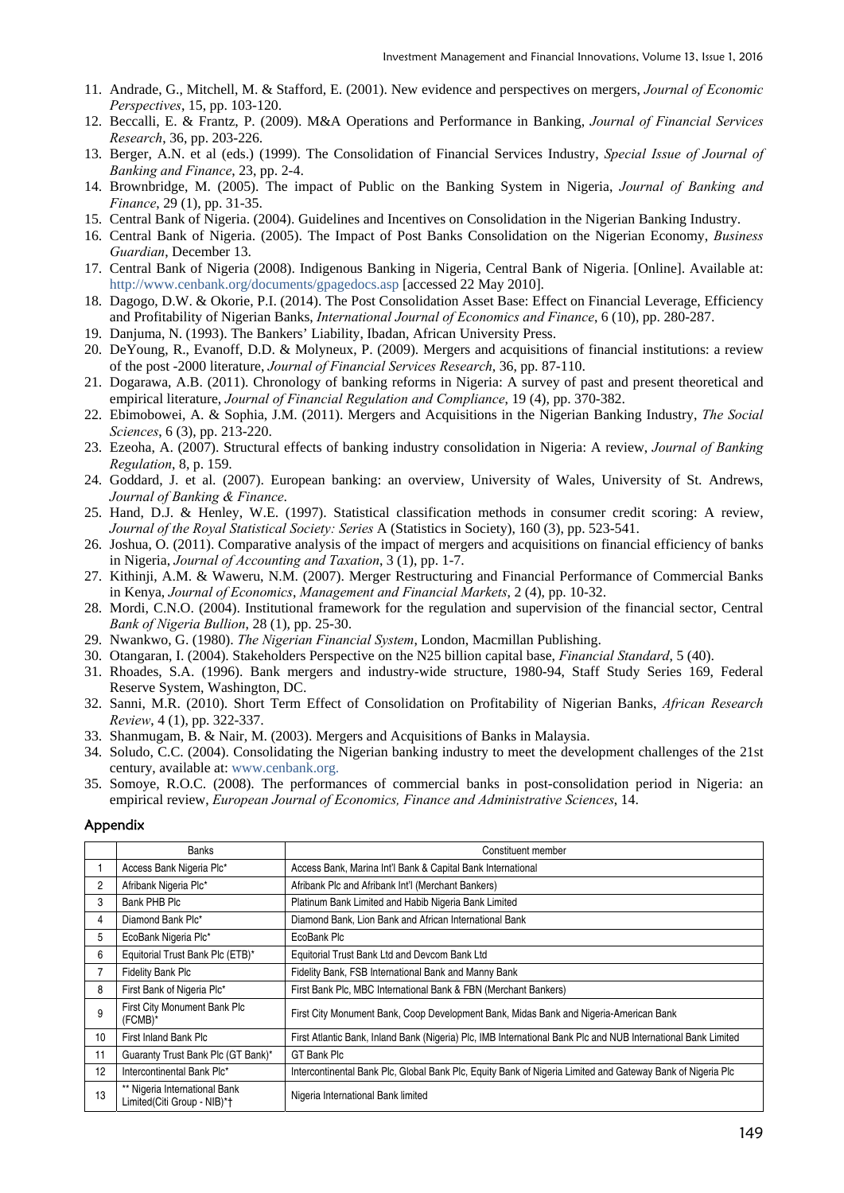11. Andrade, G., Mitchell, M. & Stafford, E. (2001). New evidence and perspectives on mergers, *Journal of Economic Perspectives*, 15, pp. 103-120.
12. Beccalli, E. & Frantz, P. (2009). M&A Operations and Performance in Banking, *Journal of Financial Services Research*, 36, pp. 203-226.
13. Berger, A.N. et al (eds.) (1999). The Consolidation of Financial Services Industry, *Special Issue of Journal of Banking and Finance*, 23, pp. 2-4.
14. Brownbridge, M. (2005). The impact of Public on the Banking System in Nigeria, *Journal of Banking and Finance*, 29 (1), pp. 31-35.
15. Central Bank of Nigeria. (2004). Guidelines and Incentives on Consolidation in the Nigerian Banking Industry.
16. Central Bank of Nigeria. (2005). The Impact of Post Banks Consolidation on the Nigerian Economy, *Business Guardian*, December 13.
17. Central Bank of Nigeria (2008). Indigenous Banking in Nigeria, Central Bank of Nigeria. [Online]. Available at: http://www.cenbank.org/documents/gpagedocs.asp [accessed 22 May 2010].
18. Dagogo, D.W. & Okorie, P.I. (2014). The Post Consolidation Asset Base: Effect on Financial Leverage, Efficiency and Profitability of Nigerian Banks, *International Journal of Economics and Finance*, 6 (10), pp. 280-287.
19. Danjuma, N. (1993). The Bankers' Liability, Ibadan, African University Press.
20. DeYoung, R., Evanoff, D.D. & Molyneux, P. (2009). Mergers and acquisitions of financial institutions: a review of the post -2000 literature, *Journal of Financial Services Research*, 36, pp. 87-110.
21. Dogarawa, A.B. (2011). Chronology of banking reforms in Nigeria: A survey of past and present theoretical and empirical literature, *Journal of Financial Regulation and Compliance*, 19 (4), pp. 370-382.
22. Ebimobowei, A. & Sophia, J.M. (2011). Mergers and Acquisitions in the Nigerian Banking Industry, *The Social Sciences*, 6 (3), pp. 213-220.
23. Ezeoha, A. (2007). Structural effects of banking industry consolidation in Nigeria: A review, *Journal of Banking Regulation*, 8, p. 159.
24. Goddard, J. et al. (2007). European banking: an overview, University of Wales, University of St. Andrews, *Journal of Banking & Finance*.
25. Hand, D.J. & Henley, W.E. (1997). Statistical classification methods in consumer credit scoring: A review, *Journal of the Royal Statistical Society: Series* A (Statistics in Society), 160 (3), pp. 523-541.
26. Joshua, O. (2011). Comparative analysis of the impact of mergers and acquisitions on financial efficiency of banks in Nigeria, *Journal of Accounting and Taxation*, 3 (1), pp. 1-7.
27. Kithinji, A.M. & Waweru, N.M. (2007). Merger Restructuring and Financial Performance of Commercial Banks in Kenya, *Journal of Economics*, *Management and Financial Markets*, 2 (4), pp. 10-32.
28. Mordi, C.N.O. (2004). Institutional framework for the regulation and supervision of the financial sector, Central *Bank of Nigeria Bullion*, 28 (1), pp. 25-30.
29. Nwankwo, G. (1980). *The Nigerian Financial System*, London, Macmillan Publishing.
30. Otangaran, I. (2004). Stakeholders Perspective on the N25 billion capital base, *Financial Standard*, 5 (40).
31. Rhoades, S.A. (1996). Bank mergers and industry-wide structure, 1980-94, Staff Study Series 169, Federal Reserve System, Washington, DC.
32. Sanni, M.R. (2010). Short Term Effect of Consolidation on Profitability of Nigerian Banks, *African Research Review*, 4 (1), pp. 322-337.
33. Shanmugam, B. & Nair, M. (2003). Mergers and Acquisitions of Banks in Malaysia.
34. Soludo, C.C. (2004). Consolidating the Nigerian banking industry to meet the development challenges of the 21st century, available at: www.cenbank.org.
35. Somoye, R.O.C. (2008). The performances of commercial banks in post-consolidation period in Nigeria: an empirical review, *European Journal of Economics, Finance and Administrative Sciences*, 14.

## Appendix

| | Banks | Constituent member |
|---|---|---|
| 1 | Access Bank Nigeria Plc* | Access Bank, Marina Int'l Bank & Capital Bank International |
| 2 | Afribank Nigeria Plc* | Afribank Plc and Afribank Int'l (Merchant Bankers) |
| 3 | Bank PHB Plc | Platinum Bank Limited and Habib Nigeria Bank Limited |
| 4 | Diamond Bank Plc* | Diamond Bank, Lion Bank and African International Bank |
| 5 | EcoBank Nigeria Plc* | EcoBank Plc |
| 6 | Equitorial Trust Bank Plc (ETB)* | Equitorial Trust Bank Ltd and Devcom Bank Ltd |
| 7 | Fidelity Bank Plc | Fidelity Bank, FSB International Bank and Manny Bank |
| 8 | First Bank of Nigeria Plc* | First Bank Plc, MBC International Bank & FBN (Merchant Bankers) |
| 9 | First City Monument Bank Plc (FCMB)* | First City Monument Bank, Coop Development Bank, Midas Bank and Nigeria-American Bank |
| 10 | First Inland Bank Plc | First Atlantic Bank, Inland Bank (Nigeria) Plc, IMB International Bank Plc and NUB International Bank Limited |
| 11 | Guaranty Trust Bank Plc (GT Bank)* | GT Bank Plc |
| 12 | Intercontinental Bank Plc* | Intercontinental Bank Plc, Global Bank Plc, Equity Bank of Nigeria Limited and Gateway Bank of Nigeria Plc |
| 13 | ** Nigeria International Bank Limited(Citi Group - NIB)*† | Nigeria International Bank limited |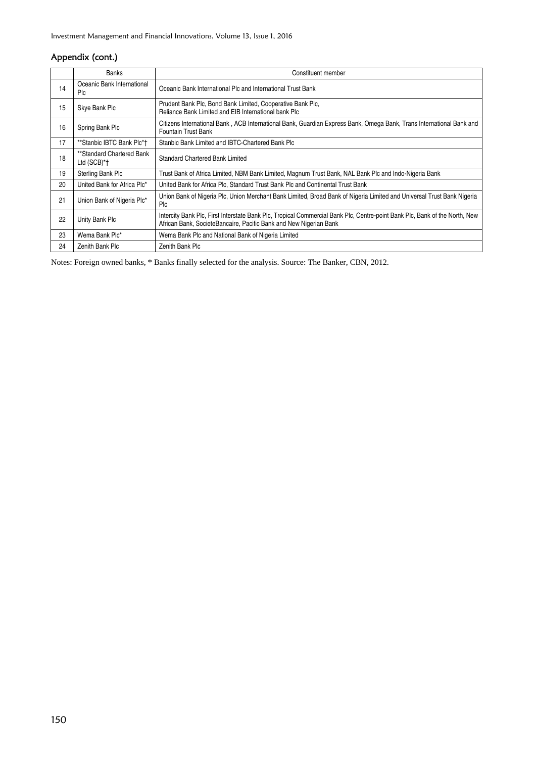## Appendix (cont.)

| | Banks | Constituent member |
|---|---|---|
| 14 | Oceanic Bank International Plc | Oceanic Bank International Plc and International Trust Bank |
| 15 | Skye Bank Plc | Prudent Bank Plc, Bond Bank Limited, Cooperative Bank Plc, Reliance Bank Limited and EIB International bank Plc |
| 16 | Spring Bank Plc | Citizens International Bank , ACB International Bank, Guardian Express Bank, Omega Bank, Trans International Bank and Fountain Trust Bank |
| 17 | **Stanbic IBTC Bank Plc*† | Stanbic Bank Limited and IBTC-Chartered Bank Plc |
| 18 | **Standard Chartered Bank Ltd (SCB)*† | Standard Chartered Bank Limited |
| 19 | Sterling Bank Plc | Trust Bank of Africa Limited, NBM Bank Limited, Magnum Trust Bank, NAL Bank Plc and Indo-Nigeria Bank |
| 20 | United Bank for Africa Plc* | United Bank for Africa Plc, Standard Trust Bank Plc and Continental Trust Bank |
| 21 | Union Bank of Nigeria Plc* | Union Bank of Nigeria Plc, Union Merchant Bank Limited, Broad Bank of Nigeria Limited and Universal Trust Bank Nigeria Plc |
| 22 | Unity Bank Plc | Intercity Bank Plc, First Interstate Bank Plc, Tropical Commercial Bank Plc, Centre-point Bank Plc, Bank of the North, New African Bank, SocieteBancaire, Pacific Bank and New Nigerian Bank |
| 23 | Wema Bank Plc* | Wema Bank Plc and National Bank of Nigeria Limited |
| 24 | Zenith Bank Plc | Zenith Bank Plc |

Notes: Foreign owned banks, * Banks finally selected for the analysis. Source: The Banker, CBN, 2012.